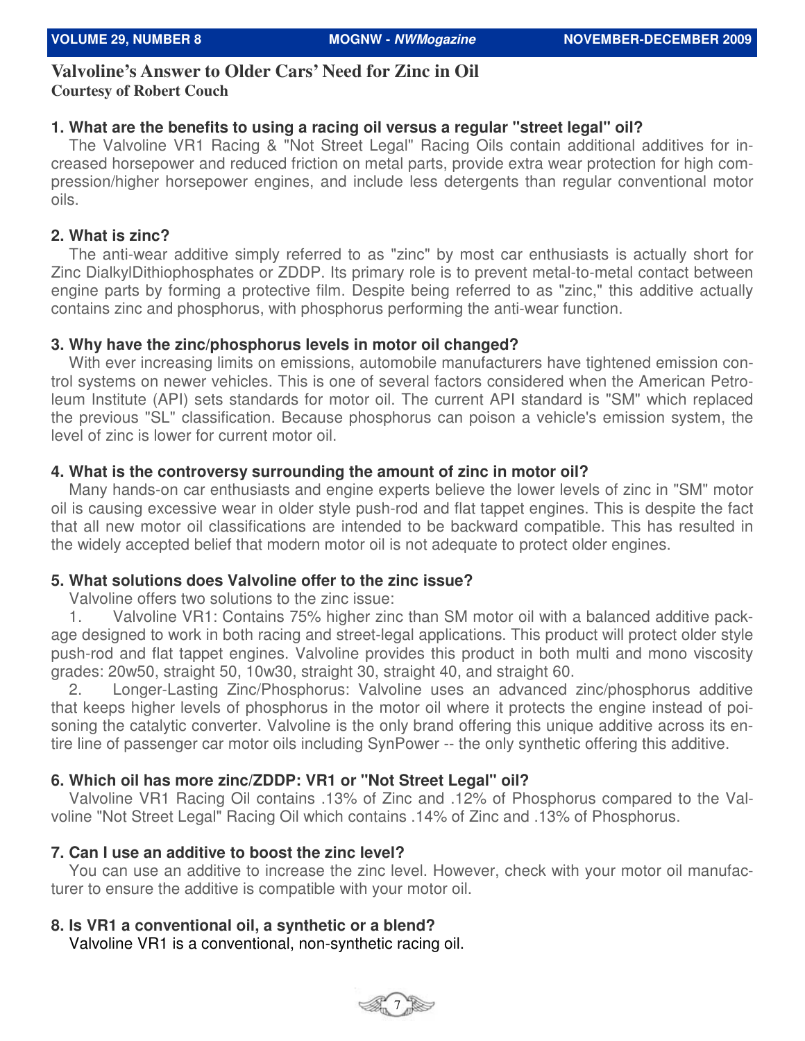# Valvoline's Answer to Older Cars' Need for Zinc in Oil

**Courtesy of Robert Couch**

### 1. What are the benefits to using a racing oil versus a regular "street legal" oil?

The Valvoline VR1 Racing & "Not Street Legal" Racing Oils contain additional additives for increased horsepower and reduced friction on metal parts, provide extra wear protection for high compression/higher horsepower engines, and include less detergents than regular conventional motor oils.

### 2. What is zinc?

The anti-wear additive simply referred to as "zinc" by most car enthusiasts is actually short for Zinc DialkylDithiophosphates or ZDDP. Its primary role is to prevent metal-to-metal contact between engine parts by forming a protective film. Despite being referred to as "zinc," this additive actually contains zinc and phosphorus, with phosphorus performing the anti-wear function.

### 3. Why have the zinc/phosphorus levels in motor oil changed?

With ever increasing limits on emissions, automobile manufacturers have tightened emission control systems on newer vehicles. This is one of several factors considered when the American Petroleum Institute (API) sets standards for motor oil. The current API standard is "SM" which replaced the previous "SL" classification. Because phosphorus can poison a vehicle's emission system, the level of zinc is lower for current motor oil.

### 4. What is the controversy surrounding the amount of zinc in motor oil?

Many hands-on car enthusiasts and engine experts believe the lower levels of zinc in "SM" motor oil is causing excessive wear in older style push-rod and flat tappet engines. This is despite the fact that all new motor oil classifications are intended to be backward compatible. This has resulted in the widely accepted belief that modern motor oil is not adequate to protect older engines.

### 5. What solutions does Valvoline offer to the zinc issue?

Valvoline offers two solutions to the zinc issue:

1. Valvoline VR1: Contains 75% higher zinc than SM motor oil with a balanced additive package designed to work in both racing and street-legal applications. This product will protect older style push-rod and flat tappet engines. Valvoline provides this product in both multi and mono viscosity grades: 20w50, straight 50, 10w30, straight 30, straight 40, and straight 60.
2. Longer-Lasting Zinc/Phosphorus: Valvoline uses an advanced zinc/phosphorus additive that keeps higher levels of phosphorus in the motor oil where it protects the engine instead of poisoning the catalytic converter. Valvoline is the only brand offering this unique additive across its entire line of passenger car motor oils including SynPower -- the only synthetic offering this additive.

### 6. Which oil has more zinc/ZDDP: VR1 or "Not Street Legal" oil?

Valvoline VR1 Racing Oil contains .13% of Zinc and .12% of Phosphorus compared to the Valvoline "Not Street Legal" Racing Oil which contains .14% of Zinc and .13% of Phosphorus.

### 7. Can I use an additive to boost the zinc level?

You can use an additive to increase the zinc level. However, check with your motor oil manufacturer to ensure the additive is compatible with your motor oil.

### 8. Is VR1 a conventional oil, a synthetic or a blend?

Valvoline VR1 is a conventional, non-synthetic racing oil.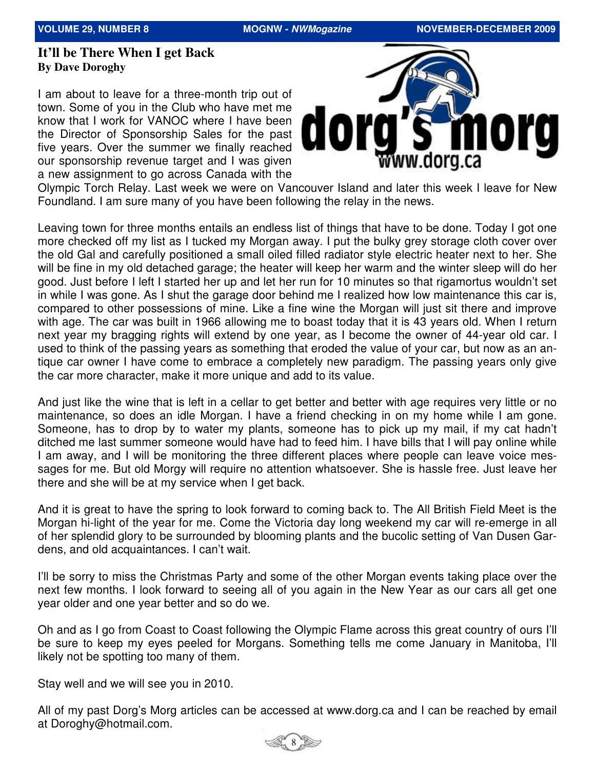## It'll be There When I get Back

**By Dave Doroghy**

I am about to leave for a three-month trip out of town. Some of you in the Club who have met me know that I work for VANOC where I have been the Director of Sponsorship Sales for the past five years. Over the summer we finally reached our sponsorship revenue target and I was given a new assignment to go across Canada with the Olympic Torch Relay. Last week we were on Vancouver Island and later this week I leave for New Foundland. I am sure many of you have been following the relay in the news.

Leaving town for three months entails an endless list of things that have to be done. Today I got one more checked off my list as I tucked my Morgan away. I put the bulky grey storage cloth cover over the old Gal and carefully positioned a small oiled filled radiator style electric heater next to her. She will be fine in my old detached garage; the heater will keep her warm and the winter sleep will do her good. Just before I left I started her up and let her run for 10 minutes so that rigamortus wouldn't set in while I was gone. As I shut the garage door behind me I realized how low maintenance this car is, compared to other possessions of mine. Like a fine wine the Morgan will just sit there and improve with age. The car was built in 1966 allowing me to boast today that it is 43 years old. When I return next year my bragging rights will extend by one year, as I become the owner of 44-year old car. I used to think of the passing years as something that eroded the value of your car, but now as an antique car owner I have come to embrace a completely new paradigm. The passing years only give the car more character, make it more unique and add to its value.

And just like the wine that is left in a cellar to get better and better with age requires very little or no maintenance, so does an idle Morgan. I have a friend checking in on my home while I am gone. Someone, has to drop by to water my plants, someone has to pick up my mail, if my cat hadn't ditched me last summer someone would have had to feed him. I have bills that I will pay online while I am away, and I will be monitoring the three different places where people can leave voice messages for me. But old Morgy will require no attention whatsoever. She is hassle free. Just leave her there and she will be at my service when I get back.

And it is great to have the spring to look forward to coming back to. The All British Field Meet is the Morgan hi-light of the year for me. Come the Victoria day long weekend my car will re-emerge in all of her splendid glory to be surrounded by blooming plants and the bucolic setting of Van Dusen Gardens, and old acquaintances. I can't wait.

I'll be sorry to miss the Christmas Party and some of the other Morgan events taking place over the next few months. I look forward to seeing all of you again in the New Year as our cars all get one year older and one year better and so do we.

Oh and as I go from Coast to Coast following the Olympic Flame across this great country of ours I'll be sure to keep my eyes peeled for Morgans. Something tells me come January in Manitoba, I'll likely not be spotting too many of them.

Stay well and we will see you in 2010.

All of my past Dorg's Morg articles can be accessed at www.dorg.ca and I can be reached by email at Doroghy@hotmail.com.